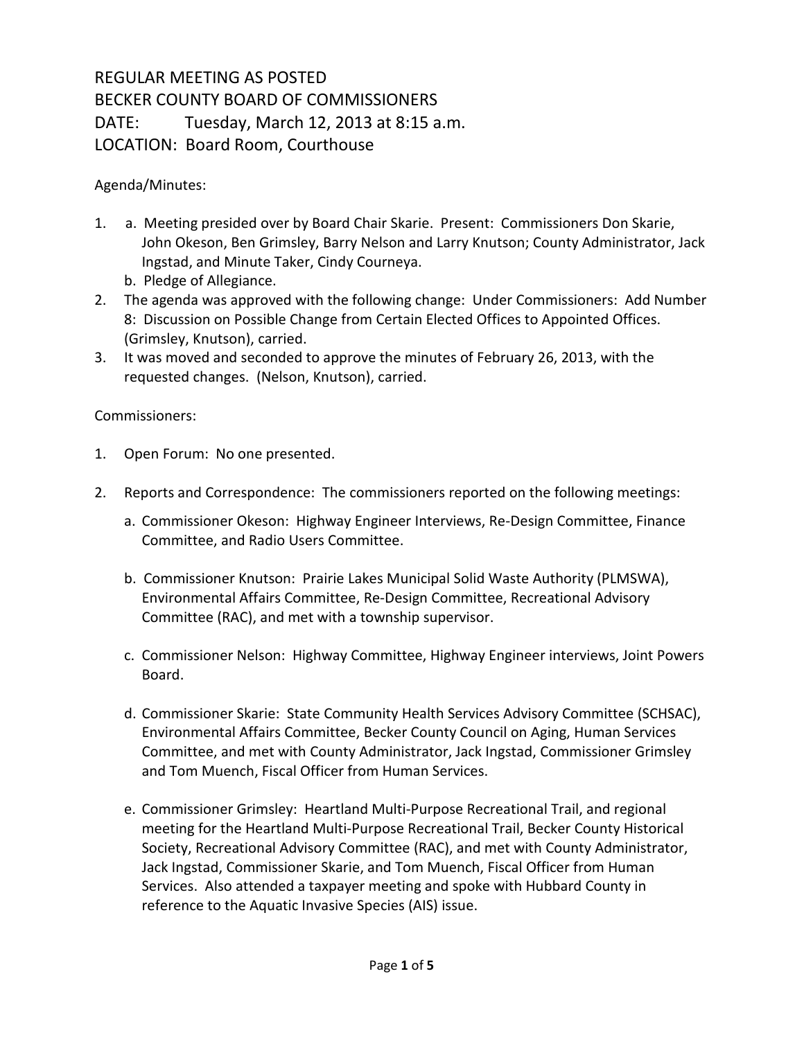# REGULAR MEETING AS POSTED
# BECKER COUNTY BOARD OF COMMISSIONERS
# DATE: Tuesday, March 12, 2013 at 8:15 a.m.
# LOCATION: Board Room, Courthouse

Agenda/Minutes:

1. a. Meeting presided over by Board Chair Skarie. Present: Commissioners Don Skarie, John Okeson, Ben Grimsley, Barry Nelson and Larry Knutson; County Administrator, Jack Ingstad, and Minute Taker, Cindy Courneya.
   b. Pledge of Allegiance.
2. The agenda was approved with the following change: Under Commissioners: Add Number 8: Discussion on Possible Change from Certain Elected Offices to Appointed Offices. (Grimsley, Knutson), carried.
3. It was moved and seconded to approve the minutes of February 26, 2013, with the requested changes. (Nelson, Knutson), carried.

Commissioners:

1. Open Forum: No one presented.

2. Reports and Correspondence: The commissioners reported on the following meetings:

   a. Commissioner Okeson: Highway Engineer Interviews, Re-Design Committee, Finance Committee, and Radio Users Committee.

   b. Commissioner Knutson: Prairie Lakes Municipal Solid Waste Authority (PLMSWA), Environmental Affairs Committee, Re-Design Committee, Recreational Advisory Committee (RAC), and met with a township supervisor.

   c. Commissioner Nelson: Highway Committee, Highway Engineer interviews, Joint Powers Board.

   d. Commissioner Skarie: State Community Health Services Advisory Committee (SCHSAC), Environmental Affairs Committee, Becker County Council on Aging, Human Services Committee, and met with County Administrator, Jack Ingstad, Commissioner Grimsley and Tom Muench, Fiscal Officer from Human Services.

   e. Commissioner Grimsley: Heartland Multi-Purpose Recreational Trail, and regional meeting for the Heartland Multi-Purpose Recreational Trail, Becker County Historical Society, Recreational Advisory Committee (RAC), and met with County Administrator, Jack Ingstad, Commissioner Skarie, and Tom Muench, Fiscal Officer from Human Services. Also attended a taxpayer meeting and spoke with Hubbard County in reference to the Aquatic Invasive Species (AIS) issue.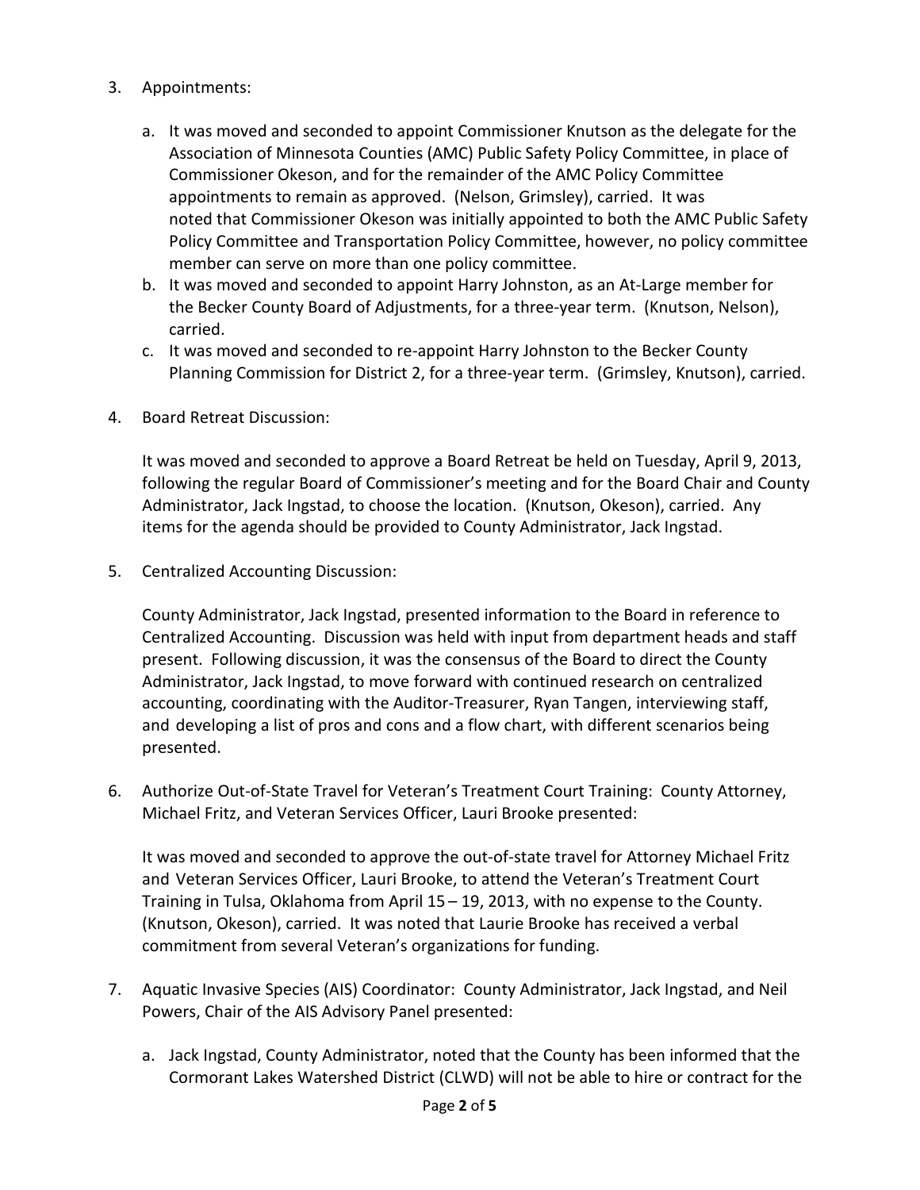3. Appointments:

    a. It was moved and seconded to appoint Commissioner Knutson as the delegate for the Association of Minnesota Counties (AMC) Public Safety Policy Committee, in place of Commissioner Okeson, and for the remainder of the AMC Policy Committee appointments to remain as approved. (Nelson, Grimsley), carried. It was noted that Commissioner Okeson was initially appointed to both the AMC Public Safety Policy Committee and Transportation Policy Committee, however, no policy committee member can serve on more than one policy committee.
    b. It was moved and seconded to appoint Harry Johnston, as an At-Large member for the Becker County Board of Adjustments, for a three-year term. (Knutson, Nelson), carried.
    c. It was moved and seconded to re-appoint Harry Johnston to the Becker County Planning Commission for District 2, for a three-year term. (Grimsley, Knutson), carried.

4. Board Retreat Discussion:

    It was moved and seconded to approve a Board Retreat be held on Tuesday, April 9, 2013, following the regular Board of Commissioner's meeting and for the Board Chair and County Administrator, Jack Ingstad, to choose the location. (Knutson, Okeson), carried. Any items for the agenda should be provided to County Administrator, Jack Ingstad.

5. Centralized Accounting Discussion:

    County Administrator, Jack Ingstad, presented information to the Board in reference to Centralized Accounting. Discussion was held with input from department heads and staff present. Following discussion, it was the consensus of the Board to direct the County Administrator, Jack Ingstad, to move forward with continued research on centralized accounting, coordinating with the Auditor-Treasurer, Ryan Tangen, interviewing staff, and developing a list of pros and cons and a flow chart, with different scenarios being presented.

6. Authorize Out-of-State Travel for Veteran's Treatment Court Training: County Attorney, Michael Fritz, and Veteran Services Officer, Lauri Brooke presented:

    It was moved and seconded to approve the out-of-state travel for Attorney Michael Fritz and Veteran Services Officer, Lauri Brooke, to attend the Veteran's Treatment Court Training in Tulsa, Oklahoma from April 15 – 19, 2013, with no expense to the County. (Knutson, Okeson), carried. It was noted that Laurie Brooke has received a verbal commitment from several Veteran's organizations for funding.

7. Aquatic Invasive Species (AIS) Coordinator: County Administrator, Jack Ingstad, and Neil Powers, Chair of the AIS Advisory Panel presented:

    a. Jack Ingstad, County Administrator, noted that the County has been informed that the Cormorant Lakes Watershed District (CLWD) will not be able to hire or contract for the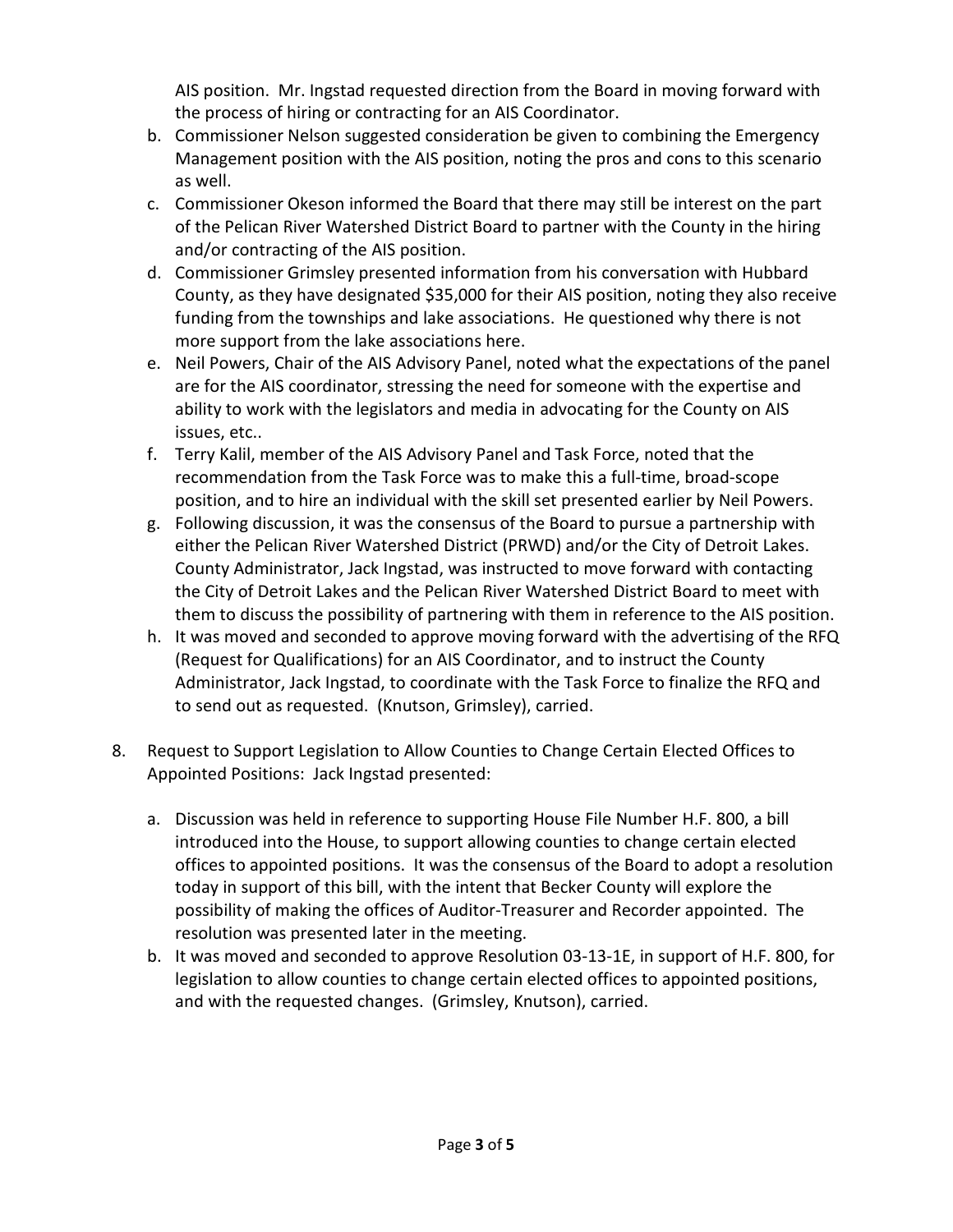AIS position. Mr. Ingstad requested direction from the Board in moving forward with the process of hiring or contracting for an AIS Coordinator.

b. Commissioner Nelson suggested consideration be given to combining the Emergency Management position with the AIS position, noting the pros and cons to this scenario as well.
c. Commissioner Okeson informed the Board that there may still be interest on the part of the Pelican River Watershed District Board to partner with the County in the hiring and/or contracting of the AIS position.
d. Commissioner Grimsley presented information from his conversation with Hubbard County, as they have designated $35,000 for their AIS position, noting they also receive funding from the townships and lake associations. He questioned why there is not more support from the lake associations here.
e. Neil Powers, Chair of the AIS Advisory Panel, noted what the expectations of the panel are for the AIS coordinator, stressing the need for someone with the expertise and ability to work with the legislators and media in advocating for the County on AIS issues, etc..
f. Terry Kalil, member of the AIS Advisory Panel and Task Force, noted that the recommendation from the Task Force was to make this a full-time, broad-scope position, and to hire an individual with the skill set presented earlier by Neil Powers.
g. Following discussion, it was the consensus of the Board to pursue a partnership with either the Pelican River Watershed District (PRWD) and/or the City of Detroit Lakes. County Administrator, Jack Ingstad, was instructed to move forward with contacting the City of Detroit Lakes and the Pelican River Watershed District Board to meet with them to discuss the possibility of partnering with them in reference to the AIS position.
h. It was moved and seconded to approve moving forward with the advertising of the RFQ (Request for Qualifications) for an AIS Coordinator, and to instruct the County Administrator, Jack Ingstad, to coordinate with the Task Force to finalize the RFQ and to send out as requested. (Knutson, Grimsley), carried.

8. Request to Support Legislation to Allow Counties to Change Certain Elected Offices to Appointed Positions: Jack Ingstad presented:

   a. Discussion was held in reference to supporting House File Number H.F. 800, a bill introduced into the House, to support allowing counties to change certain elected offices to appointed positions. It was the consensus of the Board to adopt a resolution today in support of this bill, with the intent that Becker County will explore the possibility of making the offices of Auditor-Treasurer and Recorder appointed. The resolution was presented later in the meeting.
   b. It was moved and seconded to approve Resolution 03-13-1E, in support of H.F. 800, for legislation to allow counties to change certain elected offices to appointed positions, and with the requested changes. (Grimsley, Knutson), carried.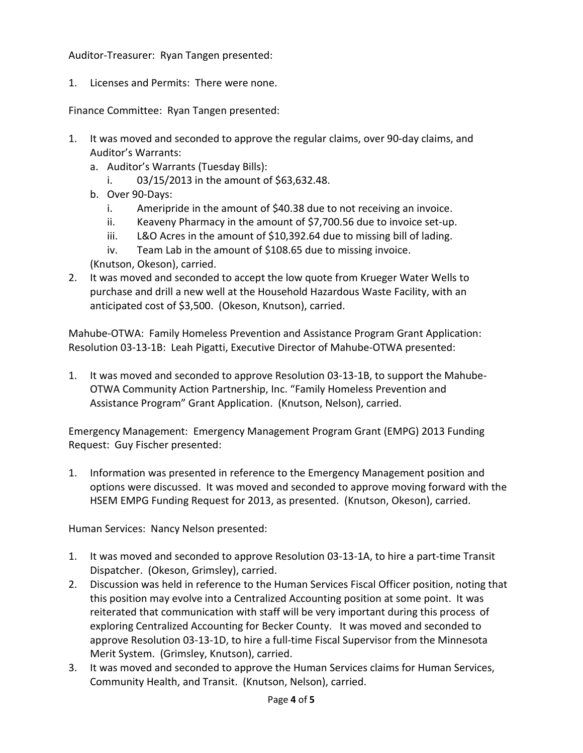Auditor-Treasurer: Ryan Tangen presented:

1. Licenses and Permits: There were none.

Finance Committee: Ryan Tangen presented:

1. It was moved and seconded to approve the regular claims, over 90-day claims, and Auditor's Warrants:
   a. Auditor's Warrants (Tuesday Bills):
      i. 03/15/2013 in the amount of $63,632.48.
   b. Over 90-Days:
      i. Ameripride in the amount of $40.38 due to not receiving an invoice.
      ii. Keaveny Pharmacy in the amount of $7,700.56 due to invoice set-up.
      iii. L&O Acres in the amount of $10,392.64 due to missing bill of lading.
      iv. Team Lab in the amount of $108.65 due to missing invoice.

   (Knutson, Okeson), carried.
2. It was moved and seconded to accept the low quote from Krueger Water Wells to purchase and drill a new well at the Household Hazardous Waste Facility, with an anticipated cost of $3,500. (Okeson, Knutson), carried.

Mahube-OTWA: Family Homeless Prevention and Assistance Program Grant Application: Resolution 03-13-1B: Leah Pigatti, Executive Director of Mahube-OTWA presented:

1. It was moved and seconded to approve Resolution 03-13-1B, to support the Mahube-OTWA Community Action Partnership, Inc. "Family Homeless Prevention and Assistance Program" Grant Application. (Knutson, Nelson), carried.

Emergency Management: Emergency Management Program Grant (EMPG) 2013 Funding Request: Guy Fischer presented:

1. Information was presented in reference to the Emergency Management position and options were discussed. It was moved and seconded to approve moving forward with the HSEM EMPG Funding Request for 2013, as presented. (Knutson, Okeson), carried.

Human Services: Nancy Nelson presented:

1. It was moved and seconded to approve Resolution 03-13-1A, to hire a part-time Transit Dispatcher. (Okeson, Grimsley), carried.
2. Discussion was held in reference to the Human Services Fiscal Officer position, noting that this position may evolve into a Centralized Accounting position at some point. It was reiterated that communication with staff will be very important during this process of exploring Centralized Accounting for Becker County. It was moved and seconded to approve Resolution 03-13-1D, to hire a full-time Fiscal Supervisor from the Minnesota Merit System. (Grimsley, Knutson), carried.
3. It was moved and seconded to approve the Human Services claims for Human Services, Community Health, and Transit. (Knutson, Nelson), carried.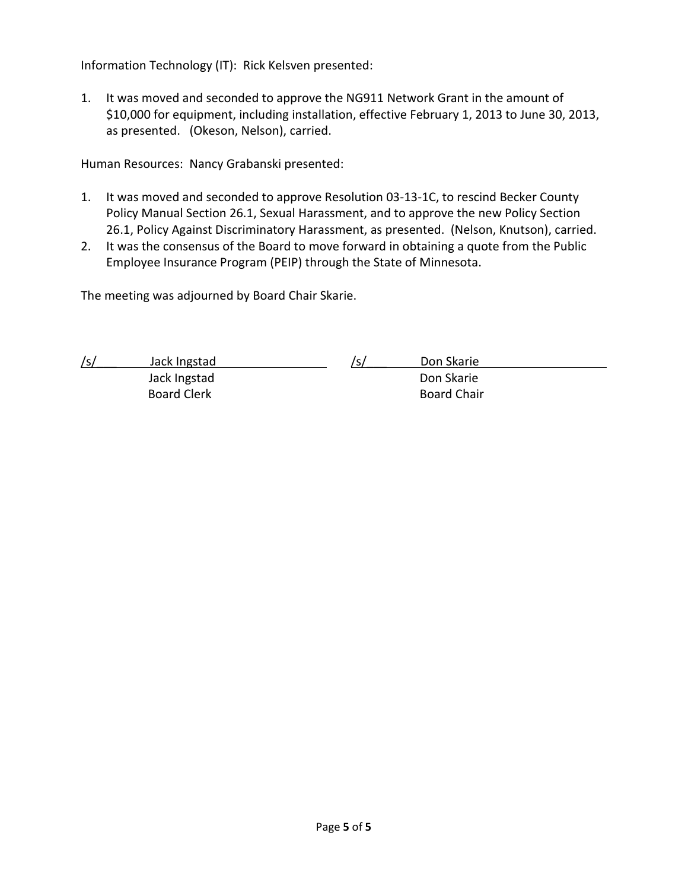Information Technology (IT): Rick Kelsven presented:

1. It was moved and seconded to approve the NG911 Network Grant in the amount of $10,000 for equipment, including installation, effective February 1, 2013 to June 30, 2013, as presented. (Okeson, Nelson), carried.

Human Resources: Nancy Grabanski presented:

1. It was moved and seconded to approve Resolution 03-13-1C, to rescind Becker County Policy Manual Section 26.1, Sexual Harassment, and to approve the new Policy Section 26.1, Policy Against Discriminatory Harassment, as presented. (Nelson, Knutson), carried.
2. It was the consensus of the Board to move forward in obtaining a quote from the Public Employee Insurance Program (PEIP) through the State of Minnesota.

The meeting was adjourned by Board Chair Skarie.

/s/___ Jack Ingstad
Jack Ingstad
Board Clerk

/s/___ Don Skarie
Don Skarie
Board Chair